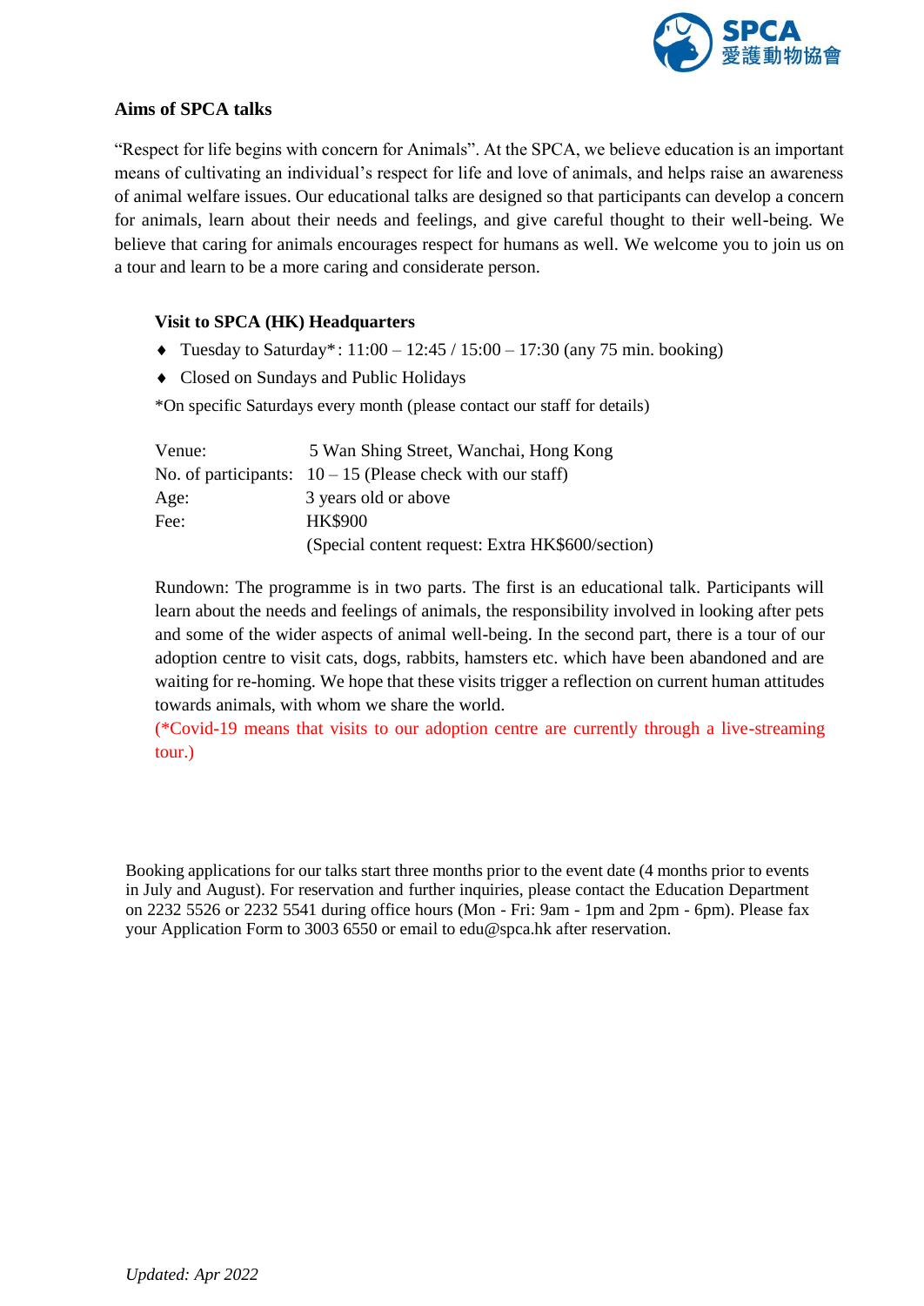## Aims of SPCA talks

"Respect for life begins with concern for Animals". At the SPCA, we believe education is an important means of cultivating an individual's respect for life and love of animals, and helps raise an awareness of animal welfare issues. Our educational talks are designed so that participants can develop a concern for animals, learn about their needs and feelings, and give careful thought to their well-being. We believe that caring for animals encourages respect for humans as well. We welcome you to join us on a tour and learn to be a more caring and considerate person.

### Visit to SPCA (HK) Headquarters

- Tuesday to Saturday*: 11:00 – 12:45 / 15:00 – 17:30 (any 75 min. booking)
- Closed on Sundays and Public Holidays

*On specific Saturdays every month (please contact our staff for details)

| | |
|---|---|
| Venue: | 5 Wan Shing Street, Wanchai, Hong Kong |
| No. of participants: | 10 – 15 (Please check with our staff) |
| Age: | 3 years old or above |
| Fee: | HK$900 |
| | (Special content request: Extra HK$600/section) |

Rundown: The programme is in two parts. The first is an educational talk. Participants will learn about the needs and feelings of animals, the responsibility involved in looking after pets and some of the wider aspects of animal well-being. In the second part, there is a tour of our adoption centre to visit cats, dogs, rabbits, hamsters etc. which have been abandoned and are waiting for re-homing. We hope that these visits trigger a reflection on current human attitudes towards animals, with whom we share the world.

(*Covid-19 means that visits to our adoption centre are currently through a live-streaming tour.)

Booking applications for our talks start three months prior to the event date (4 months prior to events in July and August). For reservation and further inquiries, please contact the Education Department on 2232 5526 or 2232 5541 during office hours (Mon - Fri: 9am - 1pm and 2pm - 6pm). Please fax your Application Form to 3003 6550 or email to edu@spca.hk after reservation.

*Updated: Apr 2022*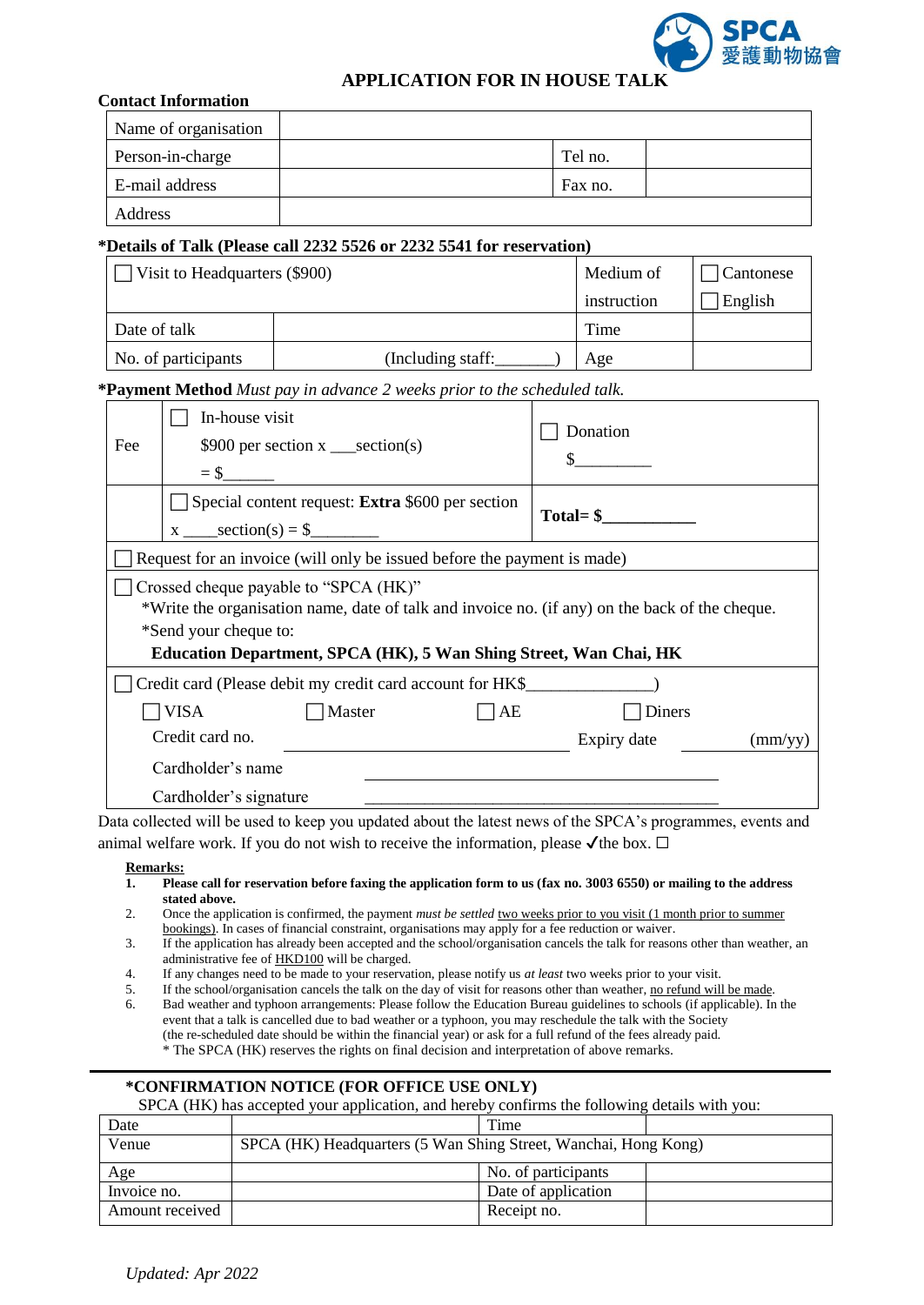SPCA 愛護動物協會

# APPLICATION FOR IN HOUSE TALK

**Contact Information**

| Name of organisation | | | |
|---|---|---|---|
| Person-in-charge | | Tel no. | |
| E-mail address | | Fax no. | |
| Address | | | |

**\*Details of Talk (Please call 2232 5526 or 2232 5541 for reservation)**

| ☐ Visit to Headquarters ($900) | | Medium of instruction | ☐ Cantonese ☐ English |
|---|---|---|---|
| Date of talk | | Time | |
| No. of participants | (Including staff:_______) | Age | |

**\*Payment Method** *Must pay in advance 2 weeks prior to the scheduled talk.*

| Fee | ☐ In-house visit $900 per section x ___section(s) = $______ | ☐ Donation $_________ |
|---|---|---|
| | ☐ Special content request: **Extra** $600 per section x ____section(s) = $_________ | **Total= $__________** |

☐ Request for an invoice (will only be issued before the payment is made)

☐ Crossed cheque payable to "SPCA (HK)"
\*Write the organisation name, date of talk and invoice no. (if any) on the back of the cheque.
\*Send your cheque to:
**Education Department, SPCA (HK), 5 Wan Shing Street, Wan Chai, HK**

☐ Credit card (Please debit my credit card account for HK$_______________)

☐ VISA ☐ Master ☐ AE ☐ Diners

Credit card no. ______________________ Expiry date __________ (mm/yy)

Cardholder's name ______________________

Cardholder's signature ______________________

Data collected will be used to keep you updated about the latest news of the SPCA's programmes, events and animal welfare work. If you do not wish to receive the information, please ✓the box. ☐

**Remarks:**

1. **Please call for reservation before faxing the application form to us (fax no. 3003 6550) or mailing to the address stated above.**
2. Once the application is confirmed, the payment *must be settled* two weeks prior to you visit (1 month prior to summer bookings). In cases of financial constraint, organisations may apply for a fee reduction or waiver.
3. If the application has already been accepted and the school/organisation cancels the talk for reasons other than weather, an administrative fee of HKD100 will be charged.
4. If any changes need to be made to your reservation, please notify us *at least* two weeks prior to your visit.
5. If the school/organisation cancels the talk on the day of visit for reasons other than weather, no refund will be made.
6. Bad weather and typhoon arrangements: Please follow the Education Bureau guidelines to schools (if applicable). In the event that a talk is cancelled due to bad weather or a typhoon, you may reschedule the talk with the Society (the re-scheduled date should be within the financial year) or ask for a full refund of the fees already paid.
   \* The SPCA (HK) reserves the rights on final decision and interpretation of above remarks.

---

**\*CONFIRMATION NOTICE (FOR OFFICE USE ONLY)**

SPCA (HK) has accepted your application, and hereby confirms the following details with you:

| Date | | Time | |
|---|---|---|---|
| Venue | SPCA (HK) Headquarters (5 Wan Shing Street, Wanchai, Hong Kong) | | |
| Age | | No. of participants | |
| Invoice no. | | Date of application | |
| Amount received | | Receipt no. | |

*Updated: Apr 2022*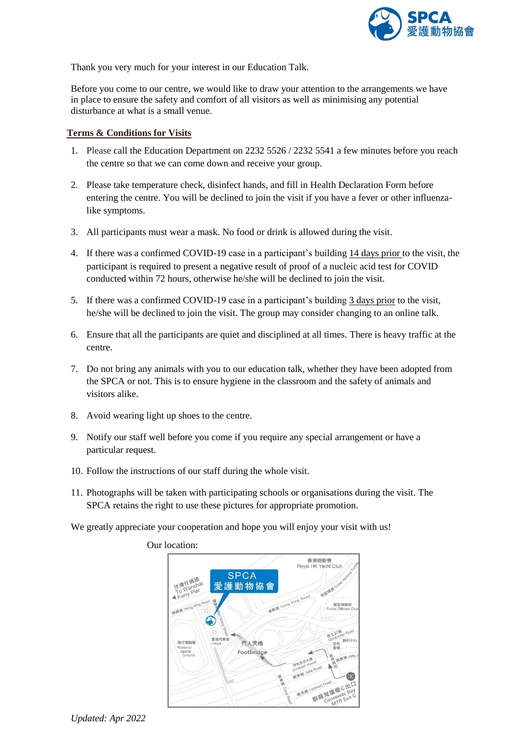Thank you very much for your interest in our Education Talk.

Before you come to our centre, we would like to draw your attention to the arrangements we have in place to ensure the safety and comfort of all visitors as well as minimising any potential disturbance at what is a small venue.

## Terms & Conditions for Visits

1. Please call the Education Department on 2232 5526 / 2232 5541 a few minutes before you reach the centre so that we can come down and receive your group.
2. Please take temperature check, disinfect hands, and fill in Health Declaration Form before entering the centre. You will be declined to join the visit if you have a fever or other influenza-like symptoms.
3. All participants must wear a mask. No food or drink is allowed during the visit.
4. If there was a confirmed COVID-19 case in a participant's building 14 days prior to the visit, the participant is required to present a negative result of proof of a nucleic acid test for COVID conducted within 72 hours, otherwise he/she will be declined to join the visit.
5. If there was a confirmed COVID-19 case in a participant's building 3 days prior to the visit, he/she will be declined to join the visit. The group may consider changing to an online talk.
6. Ensure that all the participants are quiet and disciplined at all times. There is heavy traffic at the centre.
7. Do not bring any animals with you to our education talk, whether they have been adopted from the SPCA or not. This is to ensure hygiene in the classroom and the safety of animals and visitors alike.
8. Avoid wearing light up shoes to the centre.
9. Notify our staff well before you come if you require any special arrangement or have a particular request.
10. Follow the instructions of our staff during the whole visit.
11. Photographs will be taken with participating schools or organisations during the visit. The SPCA retains the right to use these pictures for appropriate promotion.

We greatly appreciate your cooperation and hope you will enjoy your visit with us!

Our location:

SPCA 愛護動物協會

香港遊艇會 Royal HK Yacht Club

往灣仔碼頭 To Wanchai Ferry Pier

告士打道 Gloucester Road

警官俱樂部 Police Officers Club

行人天橋 Footbridge

灣仔運動場 Wanchai Sports Ground

香港汽車會 HKAA

伊利莎伯大廈 Elizabeth House

銅鑼灣廣場C出口 Causeway Bay MTR Exit C

*Updated: Apr 2022*